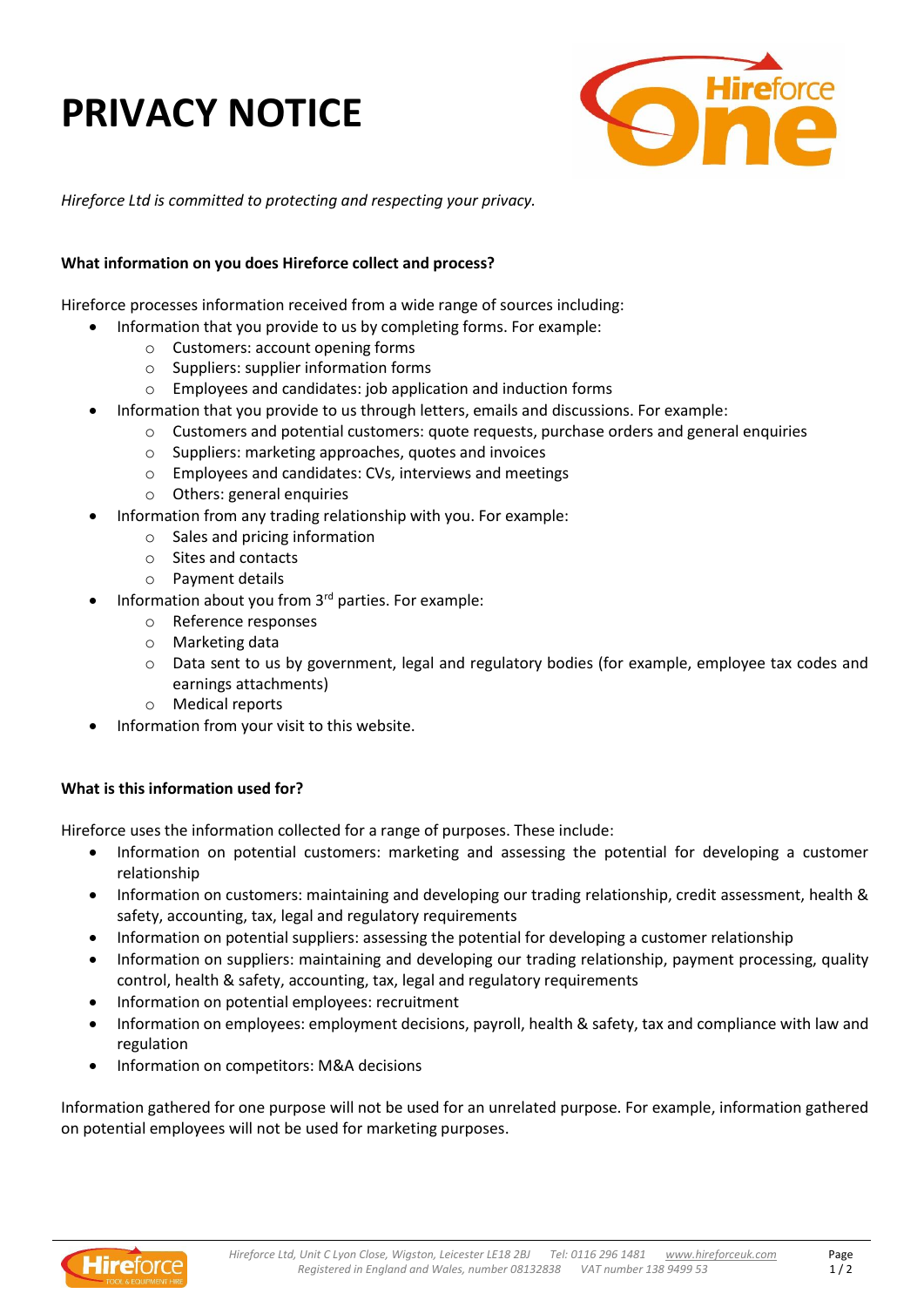# PRIVACY NOTICE

*Hireforce Ltd is committed to protecting and respecting your privacy.*

**What information on you does Hireforce collect and process?**

Hireforce processes information received from a wide range of sources including:

- Information that you provide to us by completing forms. For example:
  - Customers: account opening forms
  - Suppliers: supplier information forms
  - Employees and candidates: job application and induction forms
- Information that you provide to us through letters, emails and discussions. For example:
  - Customers and potential customers: quote requests, purchase orders and general enquiries
  - Suppliers: marketing approaches, quotes and invoices
  - Employees and candidates: CVs, interviews and meetings
  - Others: general enquiries
- Information from any trading relationship with you. For example:
  - Sales and pricing information
  - Sites and contacts
  - Payment details
- Information about you from 3rd parties. For example:
  - Reference responses
  - Marketing data
  - Data sent to us by government, legal and regulatory bodies (for example, employee tax codes and earnings attachments)
  - Medical reports
- Information from your visit to this website.

**What is this information used for?**

Hireforce uses the information collected for a range of purposes. These include:

- Information on potential customers: marketing and assessing the potential for developing a customer relationship
- Information on customers: maintaining and developing our trading relationship, credit assessment, health & safety, accounting, tax, legal and regulatory requirements
- Information on potential suppliers: assessing the potential for developing a customer relationship
- Information on suppliers: maintaining and developing our trading relationship, payment processing, quality control, health & safety, accounting, tax, legal and regulatory requirements
- Information on potential employees: recruitment
- Information on employees: employment decisions, payroll, health & safety, tax and compliance with law and regulation
- Information on competitors: M&A decisions

Information gathered for one purpose will not be used for an unrelated purpose. For example, information gathered on potential employees will not be used for marketing purposes.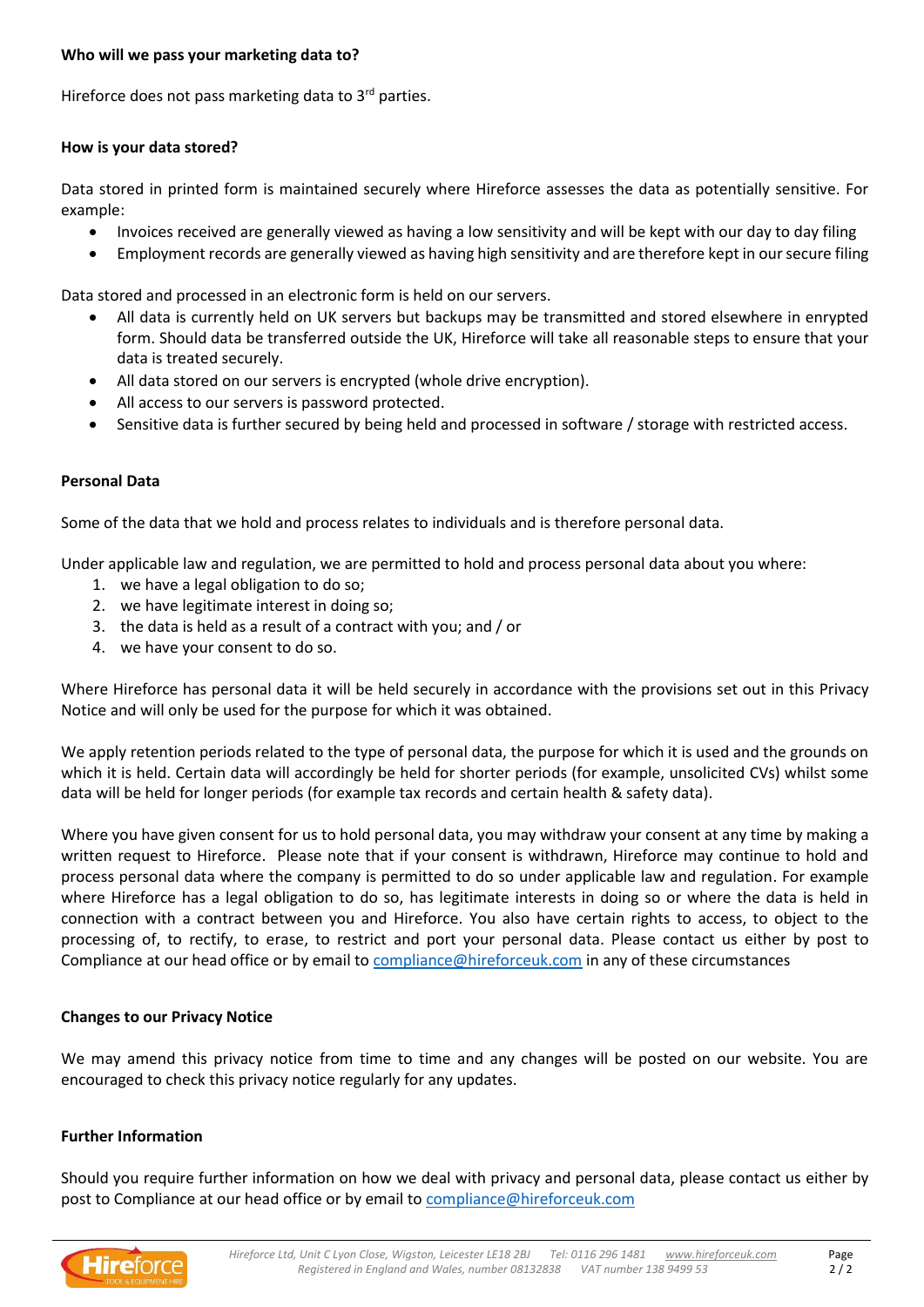**Who will we pass your marketing data to?**

Hireforce does not pass marketing data to 3rd parties.

**How is your data stored?**

Data stored in printed form is maintained securely where Hireforce assesses the data as potentially sensitive. For example:

- Invoices received are generally viewed as having a low sensitivity and will be kept with our day to day filing
- Employment records are generally viewed as having high sensitivity and are therefore kept in our secure filing

Data stored and processed in an electronic form is held on our servers.

- All data is currently held on UK servers but backups may be transmitted and stored elsewhere in enrypted form. Should data be transferred outside the UK, Hireforce will take all reasonable steps to ensure that your data is treated securely.
- All data stored on our servers is encrypted (whole drive encryption).
- All access to our servers is password protected.
- Sensitive data is further secured by being held and processed in software / storage with restricted access.

**Personal Data**

Some of the data that we hold and process relates to individuals and is therefore personal data.

Under applicable law and regulation, we are permitted to hold and process personal data about you where:

1. we have a legal obligation to do so;
2. we have legitimate interest in doing so;
3. the data is held as a result of a contract with you; and / or
4. we have your consent to do so.

Where Hireforce has personal data it will be held securely in accordance with the provisions set out in this Privacy Notice and will only be used for the purpose for which it was obtained.

We apply retention periods related to the type of personal data, the purpose for which it is used and the grounds on which it is held. Certain data will accordingly be held for shorter periods (for example, unsolicited CVs) whilst some data will be held for longer periods (for example tax records and certain health & safety data).

Where you have given consent for us to hold personal data, you may withdraw your consent at any time by making a written request to Hireforce. Please note that if your consent is withdrawn, Hireforce may continue to hold and process personal data where the company is permitted to do so under applicable law and regulation. For example where Hireforce has a legal obligation to do so, has legitimate interests in doing so or where the data is held in connection with a contract between you and Hireforce. You also have certain rights to access, to object to the processing of, to rectify, to erase, to restrict and port your personal data. Please contact us either by post to Compliance at our head office or by email to compliance@hireforceuk.com in any of these circumstances

**Changes to our Privacy Notice**

We may amend this privacy notice from time to time and any changes will be posted on our website. You are encouraged to check this privacy notice regularly for any updates.

**Further Information**

Should you require further information on how we deal with privacy and personal data, please contact us either by post to Compliance at our head office or by email to compliance@hireforceuk.com